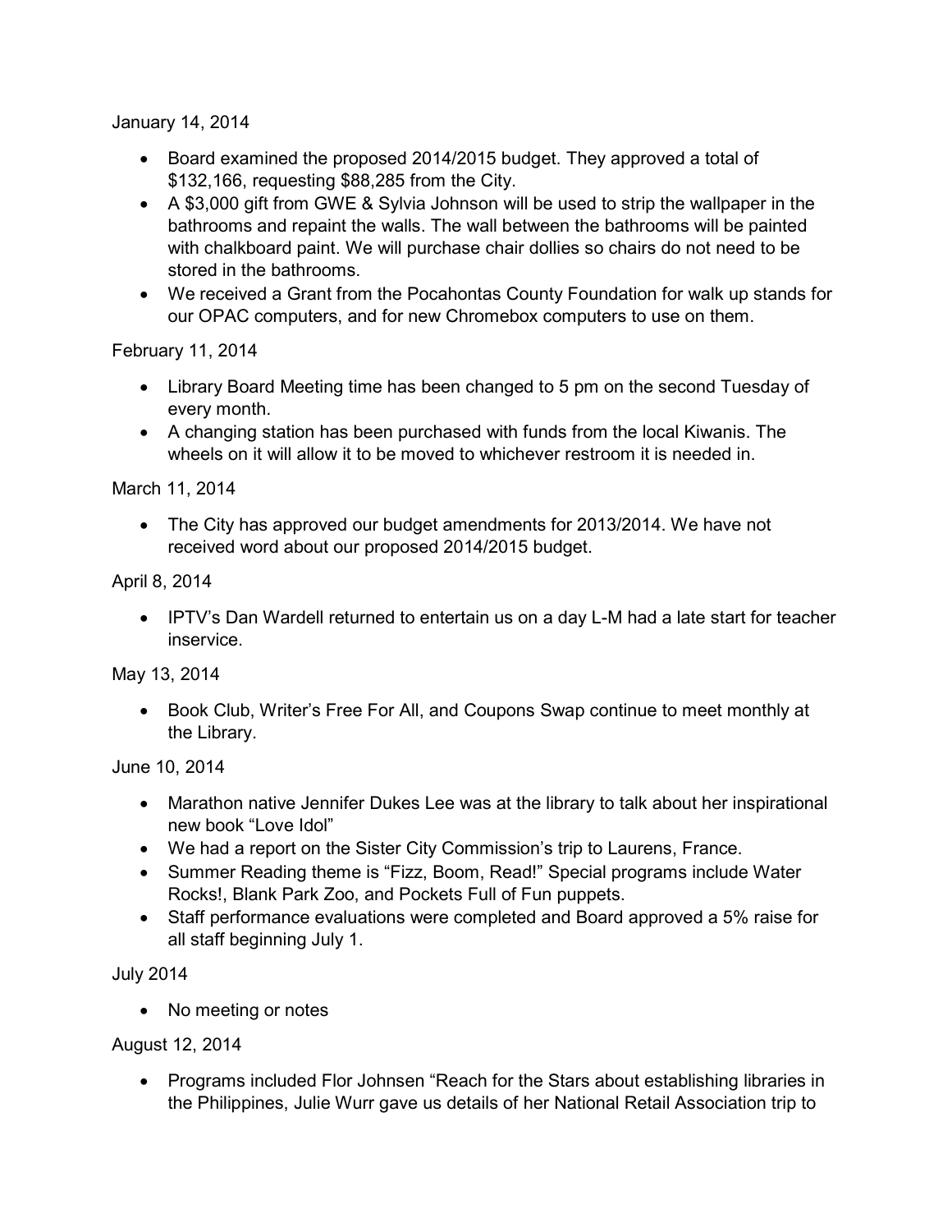January 14, 2014

- Board examined the proposed 2014/2015 budget. They approved a total of $132,166, requesting $88,285 from the City.
- A $3,000 gift from GWE & Sylvia Johnson will be used to strip the wallpaper in the bathrooms and repaint the walls. The wall between the bathrooms will be painted with chalkboard paint. We will purchase chair dollies so chairs do not need to be stored in the bathrooms.
- We received a Grant from the Pocahontas County Foundation for walk up stands for our OPAC computers, and for new Chromebox computers to use on them.

February 11, 2014

- Library Board Meeting time has been changed to 5 pm on the second Tuesday of every month.
- A changing station has been purchased with funds from the local Kiwanis. The wheels on it will allow it to be moved to whichever restroom it is needed in.

March 11, 2014

- The City has approved our budget amendments for 2013/2014. We have not received word about our proposed 2014/2015 budget.

April 8, 2014

- IPTV's Dan Wardell returned to entertain us on a day L-M had a late start for teacher inservice.

May 13, 2014

- Book Club, Writer's Free For All, and Coupons Swap continue to meet monthly at the Library.

June 10, 2014

- Marathon native Jennifer Dukes Lee was at the library to talk about her inspirational new book "Love Idol"
- We had a report on the Sister City Commission's trip to Laurens, France.
- Summer Reading theme is "Fizz, Boom, Read!" Special programs include Water Rocks!, Blank Park Zoo, and Pockets Full of Fun puppets.
- Staff performance evaluations were completed and Board approved a 5% raise for all staff beginning July 1.

July 2014

- No meeting or notes

August 12, 2014

- Programs included Flor Johnsen "Reach for the Stars about establishing libraries in the Philippines, Julie Wurr gave us details of her National Retail Association trip to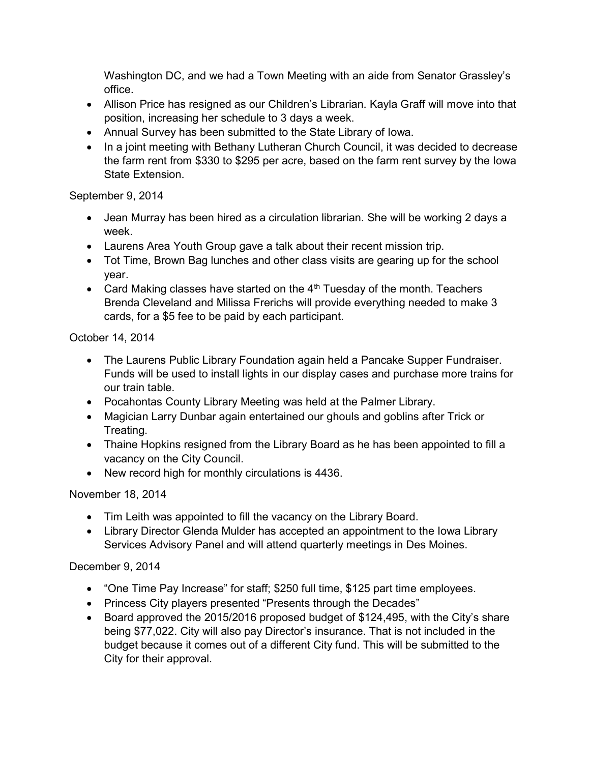Washington DC, and we had a Town Meeting with an aide from Senator Grassley's office.

- Allison Price has resigned as our Children's Librarian. Kayla Graff will move into that position, increasing her schedule to 3 days a week.
- Annual Survey has been submitted to the State Library of Iowa.
- In a joint meeting with Bethany Lutheran Church Council, it was decided to decrease the farm rent from $330 to $295 per acre, based on the farm rent survey by the Iowa State Extension.

September 9, 2014

- Jean Murray has been hired as a circulation librarian. She will be working 2 days a week.
- Laurens Area Youth Group gave a talk about their recent mission trip.
- Tot Time, Brown Bag lunches and other class visits are gearing up for the school year.
- Card Making classes have started on the 4th Tuesday of the month. Teachers Brenda Cleveland and Milissa Frerichs will provide everything needed to make 3 cards, for a $5 fee to be paid by each participant.

October 14, 2014

- The Laurens Public Library Foundation again held a Pancake Supper Fundraiser. Funds will be used to install lights in our display cases and purchase more trains for our train table.
- Pocahontas County Library Meeting was held at the Palmer Library.
- Magician Larry Dunbar again entertained our ghouls and goblins after Trick or Treating.
- Thaine Hopkins resigned from the Library Board as he has been appointed to fill a vacancy on the City Council.
- New record high for monthly circulations is 4436.

November 18, 2014

- Tim Leith was appointed to fill the vacancy on the Library Board.
- Library Director Glenda Mulder has accepted an appointment to the Iowa Library Services Advisory Panel and will attend quarterly meetings in Des Moines.

December 9, 2014

- "One Time Pay Increase" for staff; $250 full time, $125 part time employees.
- Princess City players presented "Presents through the Decades"
- Board approved the 2015/2016 proposed budget of $124,495, with the City's share being $77,022. City will also pay Director's insurance. That is not included in the budget because it comes out of a different City fund. This will be submitted to the City for their approval.